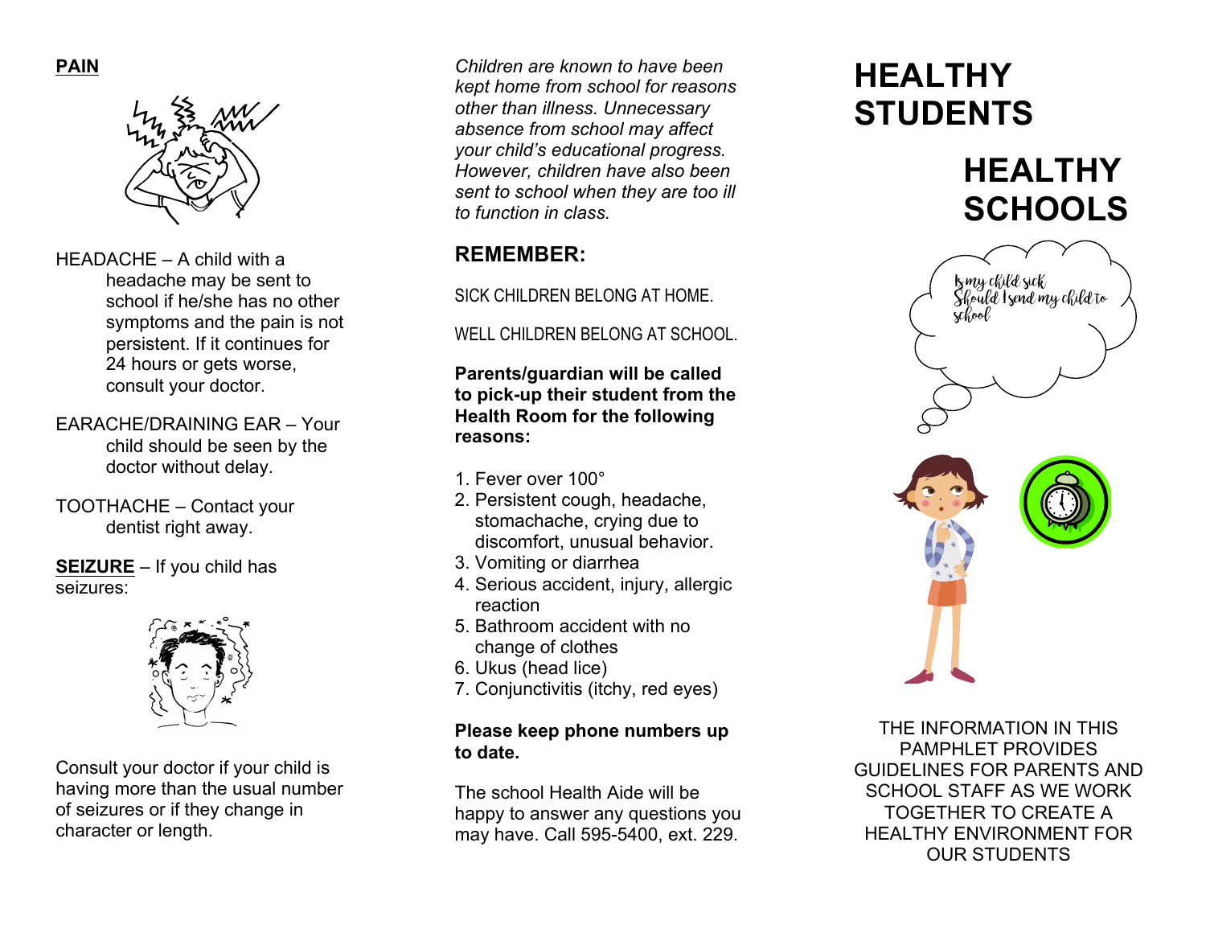## PAIN

HEADACHE – A child with a headache may be sent to school if he/she has no other symptoms and the pain is not persistent. If it continues for 24 hours or gets worse, consult your doctor.

EARACHE/DRAINING EAR – Your child should be seen by the doctor without delay.

TOOTHACHE – Contact your dentist right away.

**SEIZURE** – If you child has seizures:

Consult your doctor if your child is having more than the usual number of seizures or if they change in character or length.

*Children are known to have been kept home from school for reasons other than illness. Unnecessary absence from school may affect your child's educational progress. However, children have also been sent to school when they are too ill to function in class.*

## REMEMBER:

SICK CHILDREN BELONG AT HOME.

WELL CHILDREN BELONG AT SCHOOL.

**Parents/guardian will be called to pick-up their student from the Health Room for the following reasons:**

1. Fever over 100°
2. Persistent cough, headache, stomachache, crying due to discomfort, unusual behavior.
3. Vomiting or diarrhea
4. Serious accident, injury, allergic reaction
5. Bathroom accident with no change of clothes
6. Ukus (head lice)
7. Conjunctivitis (itchy, red eyes)

**Please keep phone numbers up to date.**

The school Health Aide will be happy to answer any questions you may have. Call 595-5400, ext. 229.

# HEALTHY STUDENTS

# HEALTHY SCHOOLS

Is my child sick
Should I send my child to school

THE INFORMATION IN THIS PAMPHLET PROVIDES GUIDELINES FOR PARENTS AND SCHOOL STAFF AS WE WORK TOGETHER TO CREATE A HEALTHY ENVIRONMENT FOR OUR STUDENTS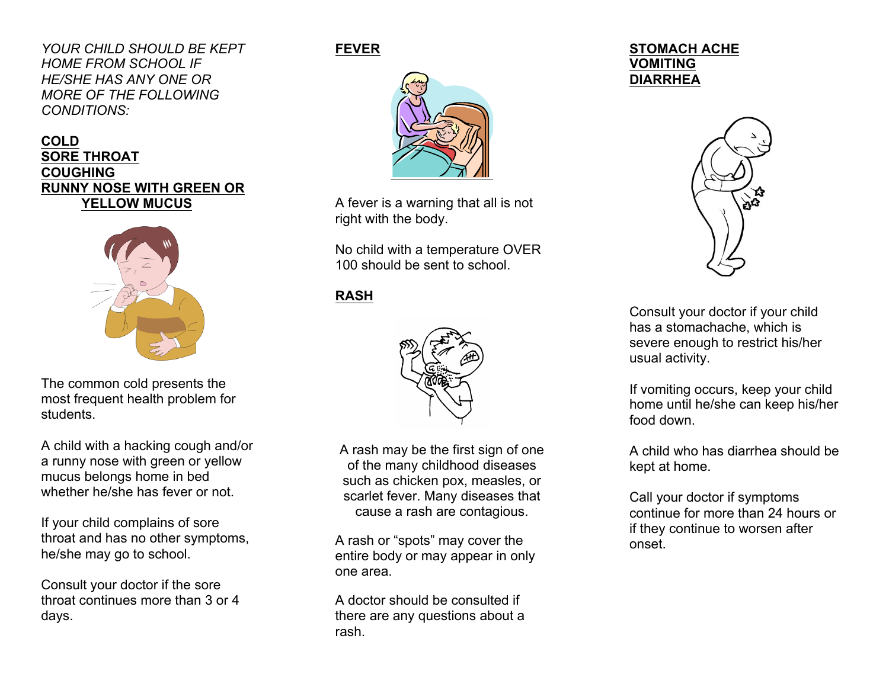*YOUR CHILD SHOULD BE KEPT HOME FROM SCHOOL IF HE/SHE HAS ANY ONE OR MORE OF THE FOLLOWING CONDITIONS:*

## COLD
## SORE THROAT
## COUGHING
## RUNNY NOSE WITH GREEN OR YELLOW MUCUS

The common cold presents the most frequent health problem for students.

A child with a hacking cough and/or a runny nose with green or yellow mucus belongs home in bed whether he/she has fever or not.

If your child complains of sore throat and has no other symptoms, he/she may go to school.

Consult your doctor if the sore throat continues more than 3 or 4 days.

## FEVER

A fever is a warning that all is not right with the body.

No child with a temperature OVER 100 should be sent to school.

## RASH

A rash may be the first sign of one of the many childhood diseases such as chicken pox, measles, or scarlet fever. Many diseases that cause a rash are contagious.

A rash or "spots" may cover the entire body or may appear in only one area.

A doctor should be consulted if there are any questions about a rash.

## STOMACH ACHE
## VOMITING
## DIARRHEA

Consult your doctor if your child has a stomachache, which is severe enough to restrict his/her usual activity.

If vomiting occurs, keep your child home until he/she can keep his/her food down.

A child who has diarrhea should be kept at home.

Call your doctor if symptoms continue for more than 24 hours or if they continue to worsen after onset.